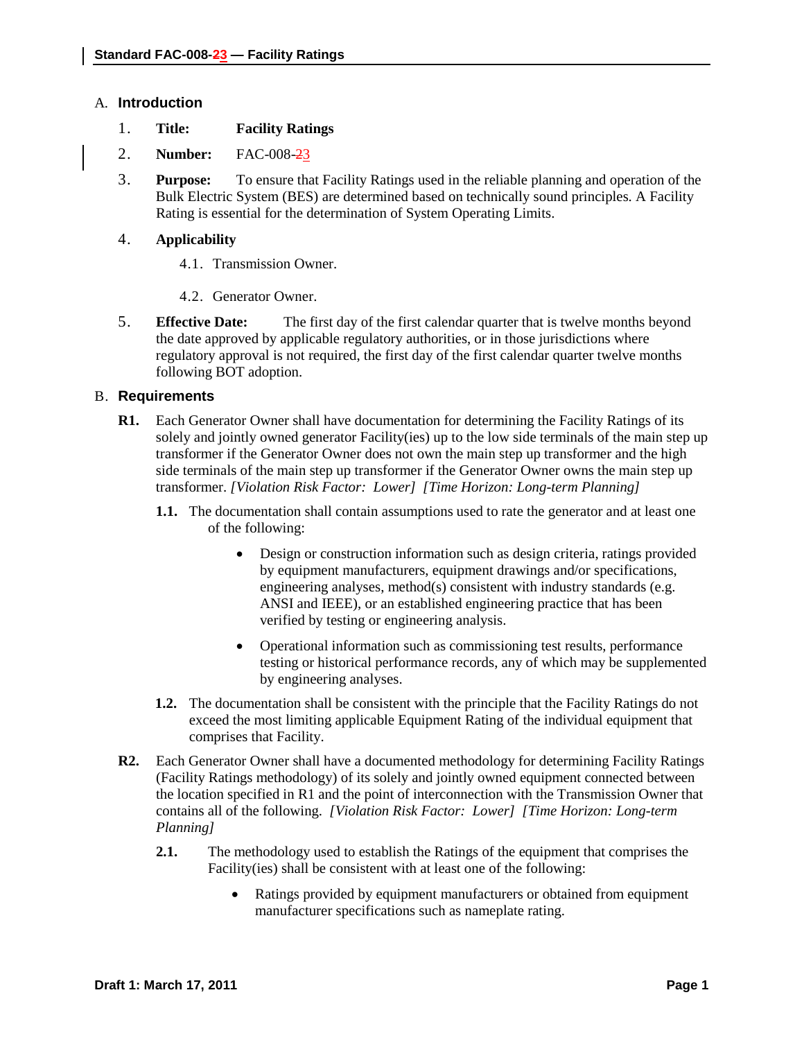## A. Introduction

1. **Title:** **Facility Ratings**

2. **Number:** FAC-008-~~2~~3

3. **Purpose:** To ensure that Facility Ratings used in the reliable planning and operation of the Bulk Electric System (BES) are determined based on technically sound principles. A Facility Rating is essential for the determination of System Operating Limits.

4. **Applicability**

   4.1. Transmission Owner.

   4.2. Generator Owner.

5. **Effective Date:** The first day of the first calendar quarter that is twelve months beyond the date approved by applicable regulatory authorities, or in those jurisdictions where regulatory approval is not required, the first day of the first calendar quarter twelve months following BOT adoption.

## B. Requirements

**R1.** Each Generator Owner shall have documentation for determining the Facility Ratings of its solely and jointly owned generator Facility(ies) up to the low side terminals of the main step up transformer if the Generator Owner does not own the main step up transformer and the high side terminals of the main step up transformer if the Generator Owner owns the main step up transformer. *[Violation Risk Factor: Lower] [Time Horizon: Long-term Planning]*

**1.1.** The documentation shall contain assumptions used to rate the generator and at least one of the following:

- Design or construction information such as design criteria, ratings provided by equipment manufacturers, equipment drawings and/or specifications, engineering analyses, method(s) consistent with industry standards (e.g. ANSI and IEEE), or an established engineering practice that has been verified by testing or engineering analysis.
- Operational information such as commissioning test results, performance testing or historical performance records, any of which may be supplemented by engineering analyses.

**1.2.** The documentation shall be consistent with the principle that the Facility Ratings do not exceed the most limiting applicable Equipment Rating of the individual equipment that comprises that Facility.

**R2.** Each Generator Owner shall have a documented methodology for determining Facility Ratings (Facility Ratings methodology) of its solely and jointly owned equipment connected between the location specified in R1 and the point of interconnection with the Transmission Owner that contains all of the following. *[Violation Risk Factor: Lower] [Time Horizon: Long-term Planning]*

**2.1.** The methodology used to establish the Ratings of the equipment that comprises the Facility(ies) shall be consistent with at least one of the following:

- Ratings provided by equipment manufacturers or obtained from equipment manufacturer specifications such as nameplate rating.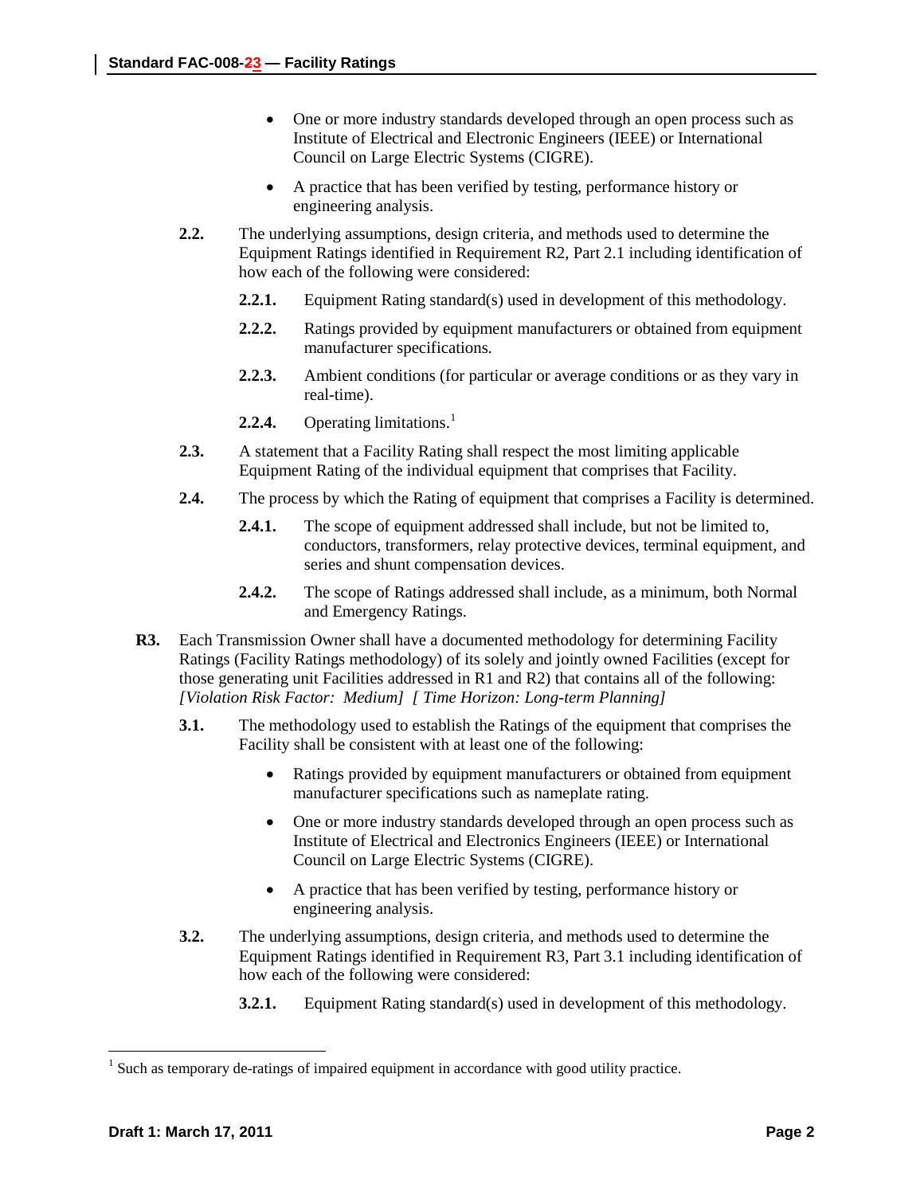- One or more industry standards developed through an open process such as Institute of Electrical and Electronic Engineers (IEEE) or International Council on Large Electric Systems (CIGRE).
- A practice that has been verified by testing, performance history or engineering analysis.

**2.2.** The underlying assumptions, design criteria, and methods used to determine the Equipment Ratings identified in Requirement R2, Part 2.1 including identification of how each of the following were considered:

**2.2.1.** Equipment Rating standard(s) used in development of this methodology.

**2.2.2.** Ratings provided by equipment manufacturers or obtained from equipment manufacturer specifications.

**2.2.3.** Ambient conditions (for particular or average conditions or as they vary in real-time).

**2.2.4.** Operating limitations.[1]

**2.3.** A statement that a Facility Rating shall respect the most limiting applicable Equipment Rating of the individual equipment that comprises that Facility.

**2.4.** The process by which the Rating of equipment that comprises a Facility is determined.

**2.4.1.** The scope of equipment addressed shall include, but not be limited to, conductors, transformers, relay protective devices, terminal equipment, and series and shunt compensation devices.

**2.4.2.** The scope of Ratings addressed shall include, as a minimum, both Normal and Emergency Ratings.

**R3.** Each Transmission Owner shall have a documented methodology for determining Facility Ratings (Facility Ratings methodology) of its solely and jointly owned Facilities (except for those generating unit Facilities addressed in R1 and R2) that contains all of the following: *[Violation Risk Factor: Medium] [ Time Horizon: Long-term Planning]*

**3.1.** The methodology used to establish the Ratings of the equipment that comprises the Facility shall be consistent with at least one of the following:

- Ratings provided by equipment manufacturers or obtained from equipment manufacturer specifications such as nameplate rating.
- One or more industry standards developed through an open process such as Institute of Electrical and Electronics Engineers (IEEE) or International Council on Large Electric Systems (CIGRE).
- A practice that has been verified by testing, performance history or engineering analysis.

**3.2.** The underlying assumptions, design criteria, and methods used to determine the Equipment Ratings identified in Requirement R3, Part 3.1 including identification of how each of the following were considered:

**3.2.1.** Equipment Rating standard(s) used in development of this methodology.

---

[1] Such as temporary de-ratings of impaired equipment in accordance with good utility practice.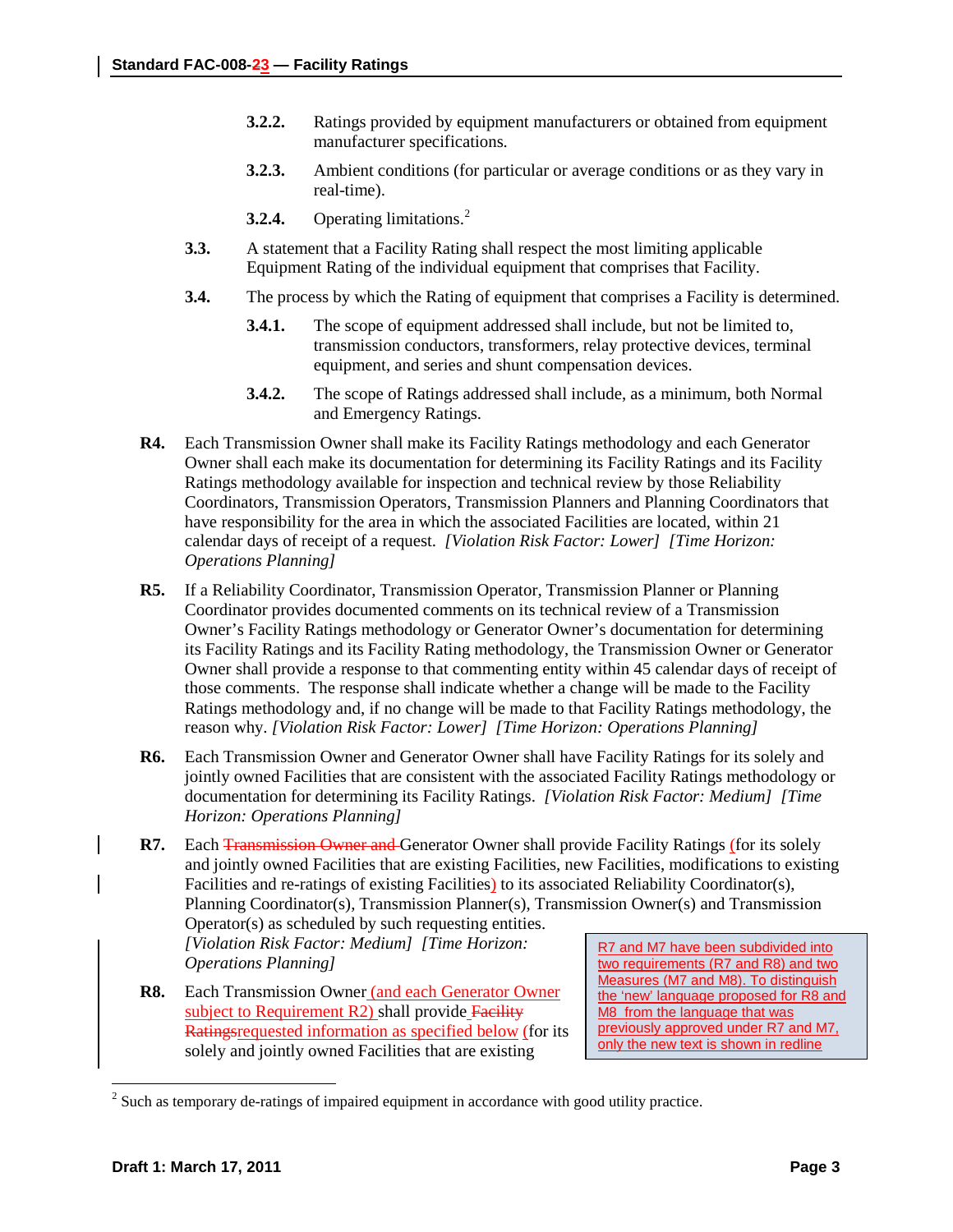3.2.2. Ratings provided by equipment manufacturers or obtained from equipment manufacturer specifications.

3.2.3. Ambient conditions (for particular or average conditions or as they vary in real-time).

3.2.4. Operating limitations.[2]

**3.3.** A statement that a Facility Rating shall respect the most limiting applicable Equipment Rating of the individual equipment that comprises that Facility.

**3.4.** The process by which the Rating of equipment that comprises a Facility is determined.

**3.4.1.** The scope of equipment addressed shall include, but not be limited to, transmission conductors, transformers, relay protective devices, terminal equipment, and series and shunt compensation devices.

**3.4.2.** The scope of Ratings addressed shall include, as a minimum, both Normal and Emergency Ratings.

**R4.** Each Transmission Owner shall make its Facility Ratings methodology and each Generator Owner shall each make its documentation for determining its Facility Ratings and its Facility Ratings methodology available for inspection and technical review by those Reliability Coordinators, Transmission Operators, Transmission Planners and Planning Coordinators that have responsibility for the area in which the associated Facilities are located, within 21 calendar days of receipt of a request. *[Violation Risk Factor: Lower] [Time Horizon: Operations Planning]*

**R5.** If a Reliability Coordinator, Transmission Operator, Transmission Planner or Planning Coordinator provides documented comments on its technical review of a Transmission Owner's Facility Ratings methodology or Generator Owner's documentation for determining its Facility Ratings and its Facility Rating methodology, the Transmission Owner or Generator Owner shall provide a response to that commenting entity within 45 calendar days of receipt of those comments. The response shall indicate whether a change will be made to the Facility Ratings methodology and, if no change will be made to that Facility Ratings methodology, the reason why. *[Violation Risk Factor: Lower] [Time Horizon: Operations Planning]*

**R6.** Each Transmission Owner and Generator Owner shall have Facility Ratings for its solely and jointly owned Facilities that are consistent with the associated Facility Ratings methodology or documentation for determining its Facility Ratings. *[Violation Risk Factor: Medium] [Time Horizon: Operations Planning]*

**R7.** Each ~~Transmission Owner and~~ Generator Owner shall provide Facility Ratings (for its solely and jointly owned Facilities that are existing Facilities, new Facilities, modifications to existing Facilities and re-ratings of existing Facilities) to its associated Reliability Coordinator(s), Planning Coordinator(s), Transmission Planner(s), Transmission Owner(s) and Transmission Operator(s) as scheduled by such requesting entities. *[Violation Risk Factor: Medium] [Time Horizon: Operations Planning]*

> R7 and M7 have been subdivided into two requirements (R7 and R8) and two Measures (M7 and M8). To distinguish the 'new' language proposed for R8 and M8 from the language that was previously approved under R7 and M7, only the new text is shown in redline

**R8.** Each Transmission Owner (and each Generator Owner subject to Requirement R2) shall provide ~~Facility Ratings~~requested information as specified below (for its solely and jointly owned Facilities that are existing

[2] Such as temporary de-ratings of impaired equipment in accordance with good utility practice.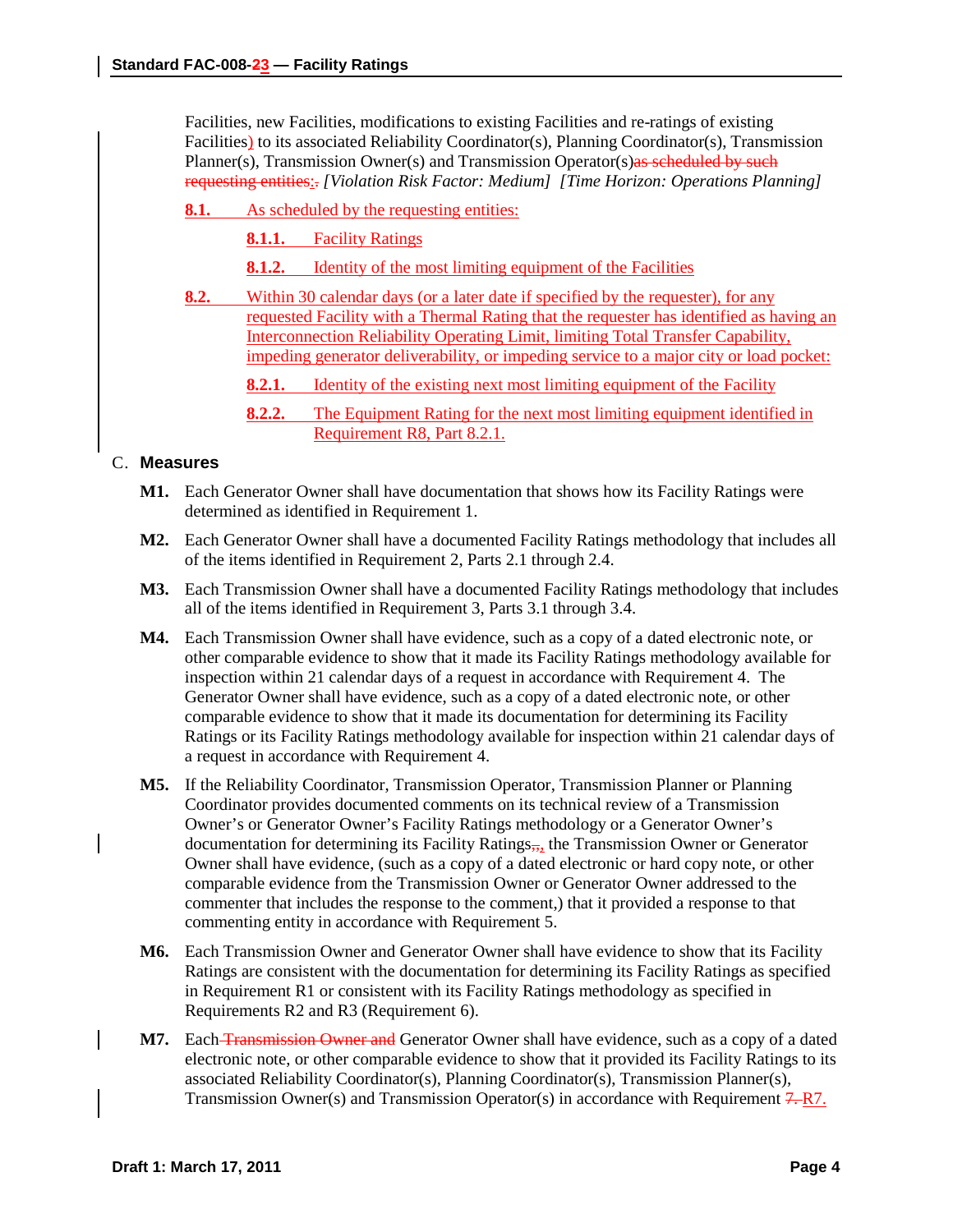Facilities, new Facilities, modifications to existing Facilities and re-ratings of existing Facilities) to its associated Reliability Coordinator(s), Planning Coordinator(s), Transmission Planner(s), Transmission Owner(s) and Transmission Operator(s)~~as scheduled by such requesting entities~~:~~.~~ *[Violation Risk Factor: Medium] [Time Horizon: Operations Planning]*

**8.1.** As scheduled by the requesting entities:

**8.1.1.** Facility Ratings

**8.1.2.** Identity of the most limiting equipment of the Facilities

**8.2.** Within 30 calendar days (or a later date if specified by the requester), for any requested Facility with a Thermal Rating that the requester has identified as having an Interconnection Reliability Operating Limit, limiting Total Transfer Capability, impeding generator deliverability, or impeding service to a major city or load pocket:

**8.2.1.** Identity of the existing next most limiting equipment of the Facility

**8.2.2.** The Equipment Rating for the next most limiting equipment identified in Requirement R8, Part 8.2.1.

## C. Measures

**M1.** Each Generator Owner shall have documentation that shows how its Facility Ratings were determined as identified in Requirement 1.

**M2.** Each Generator Owner shall have a documented Facility Ratings methodology that includes all of the items identified in Requirement 2, Parts 2.1 through 2.4.

**M3.** Each Transmission Owner shall have a documented Facility Ratings methodology that includes all of the items identified in Requirement 3, Parts 3.1 through 3.4.

**M4.** Each Transmission Owner shall have evidence, such as a copy of a dated electronic note, or other comparable evidence to show that it made its Facility Ratings methodology available for inspection within 21 calendar days of a request in accordance with Requirement 4. The Generator Owner shall have evidence, such as a copy of a dated electronic note, or other comparable evidence to show that it made its documentation for determining its Facility Ratings or its Facility Ratings methodology available for inspection within 21 calendar days of a request in accordance with Requirement 4.

**M5.** If the Reliability Coordinator, Transmission Operator, Transmission Planner or Planning Coordinator provides documented comments on its technical review of a Transmission Owner's or Generator Owner's Facility Ratings methodology or a Generator Owner's documentation for determining its Facility Ratings~~,~~, the Transmission Owner or Generator Owner shall have evidence, (such as a copy of a dated electronic or hard copy note, or other comparable evidence from the Transmission Owner or Generator Owner addressed to the commenter that includes the response to the comment,) that it provided a response to that commenting entity in accordance with Requirement 5.

**M6.** Each Transmission Owner and Generator Owner shall have evidence to show that its Facility Ratings are consistent with the documentation for determining its Facility Ratings as specified in Requirement R1 or consistent with its Facility Ratings methodology as specified in Requirements R2 and R3 (Requirement 6).

**M7.** Each ~~Transmission Owner and~~ Generator Owner shall have evidence, such as a copy of a dated electronic note, or other comparable evidence to show that it provided its Facility Ratings to its associated Reliability Coordinator(s), Planning Coordinator(s), Transmission Planner(s), Transmission Owner(s) and Transmission Operator(s) in accordance with Requirement ~~7.~~ R7.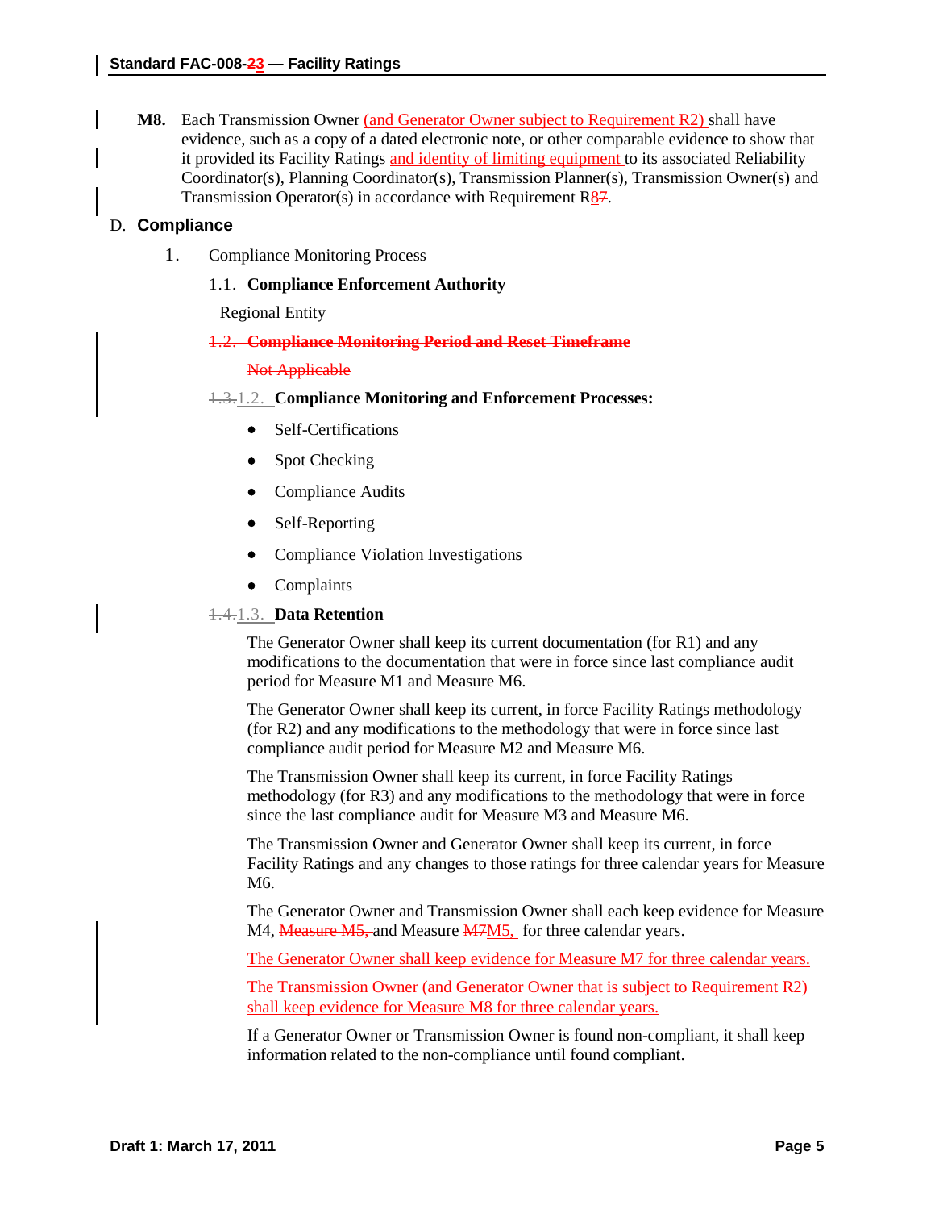**M8.** Each Transmission Owner (and Generator Owner subject to Requirement R2) shall have evidence, such as a copy of a dated electronic note, or other comparable evidence to show that it provided its Facility Ratings and identity of limiting equipment to its associated Reliability Coordinator(s), Planning Coordinator(s), Transmission Planner(s), Transmission Owner(s) and Transmission Operator(s) in accordance with Requirement R87.

## D. Compliance

1. Compliance Monitoring Process

   1.1. **Compliance Enforcement Authority**

   Regional Entity

   ~~1.2. **Compliance Monitoring Period and Reset Timeframe**~~

   ~~Not Applicable~~

   ~~1.3.~~1.2. **Compliance Monitoring and Enforcement Processes:**

   - Self-Certifications
   - Spot Checking
   - Compliance Audits
   - Self-Reporting
   - Compliance Violation Investigations
   - Complaints

   ~~1.4.~~1.3. **Data Retention**

   The Generator Owner shall keep its current documentation (for R1) and any modifications to the documentation that were in force since last compliance audit period for Measure M1 and Measure M6.

   The Generator Owner shall keep its current, in force Facility Ratings methodology (for R2) and any modifications to the methodology that were in force since last compliance audit period for Measure M2 and Measure M6.

   The Transmission Owner shall keep its current, in force Facility Ratings methodology (for R3) and any modifications to the methodology that were in force since the last compliance audit for Measure M3 and Measure M6.

   The Transmission Owner and Generator Owner shall keep its current, in force Facility Ratings and any changes to those ratings for three calendar years for Measure M6.

   The Generator Owner and Transmission Owner shall each keep evidence for Measure M4, ~~Measure M5,~~ and Measure ~~M7~~M5, for three calendar years.

   The Generator Owner shall keep evidence for Measure M7 for three calendar years.

   The Transmission Owner (and Generator Owner that is subject to Requirement R2) shall keep evidence for Measure M8 for three calendar years.

   If a Generator Owner or Transmission Owner is found non-compliant, it shall keep information related to the non-compliance until found compliant.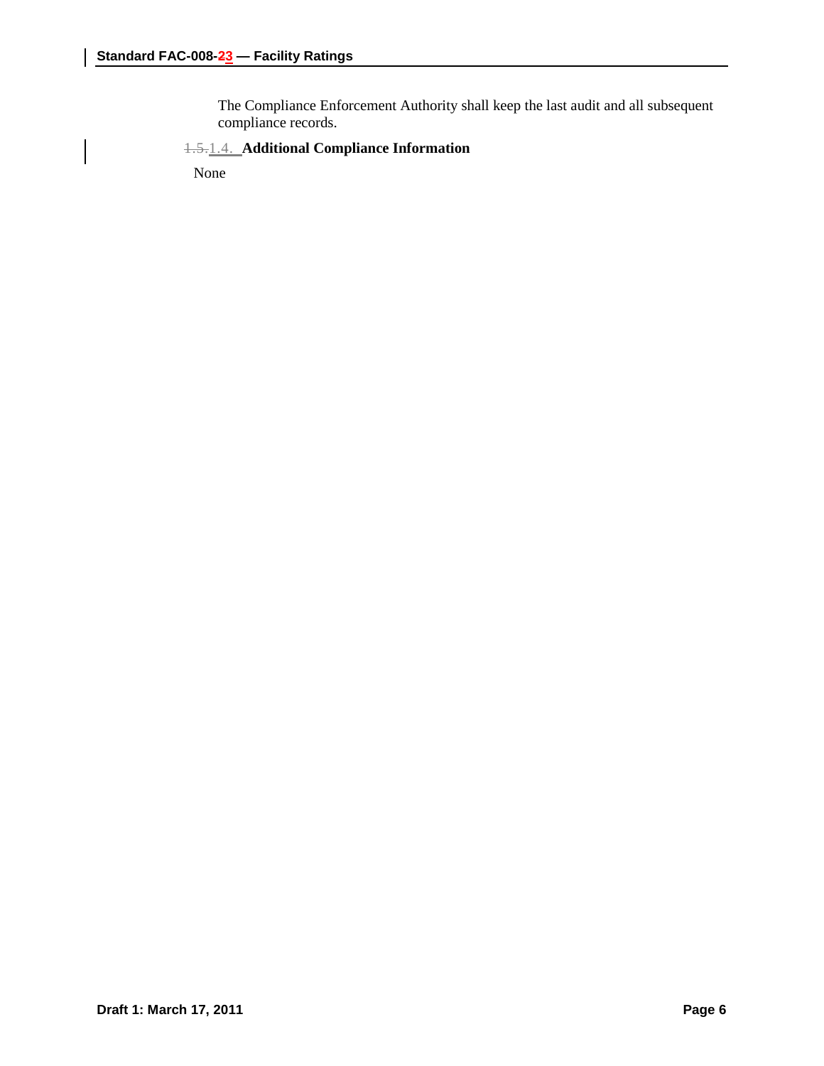The Compliance Enforcement Authority shall keep the last audit and all subsequent compliance records.

### ~~1.5.~~1.4. Additional Compliance Information

None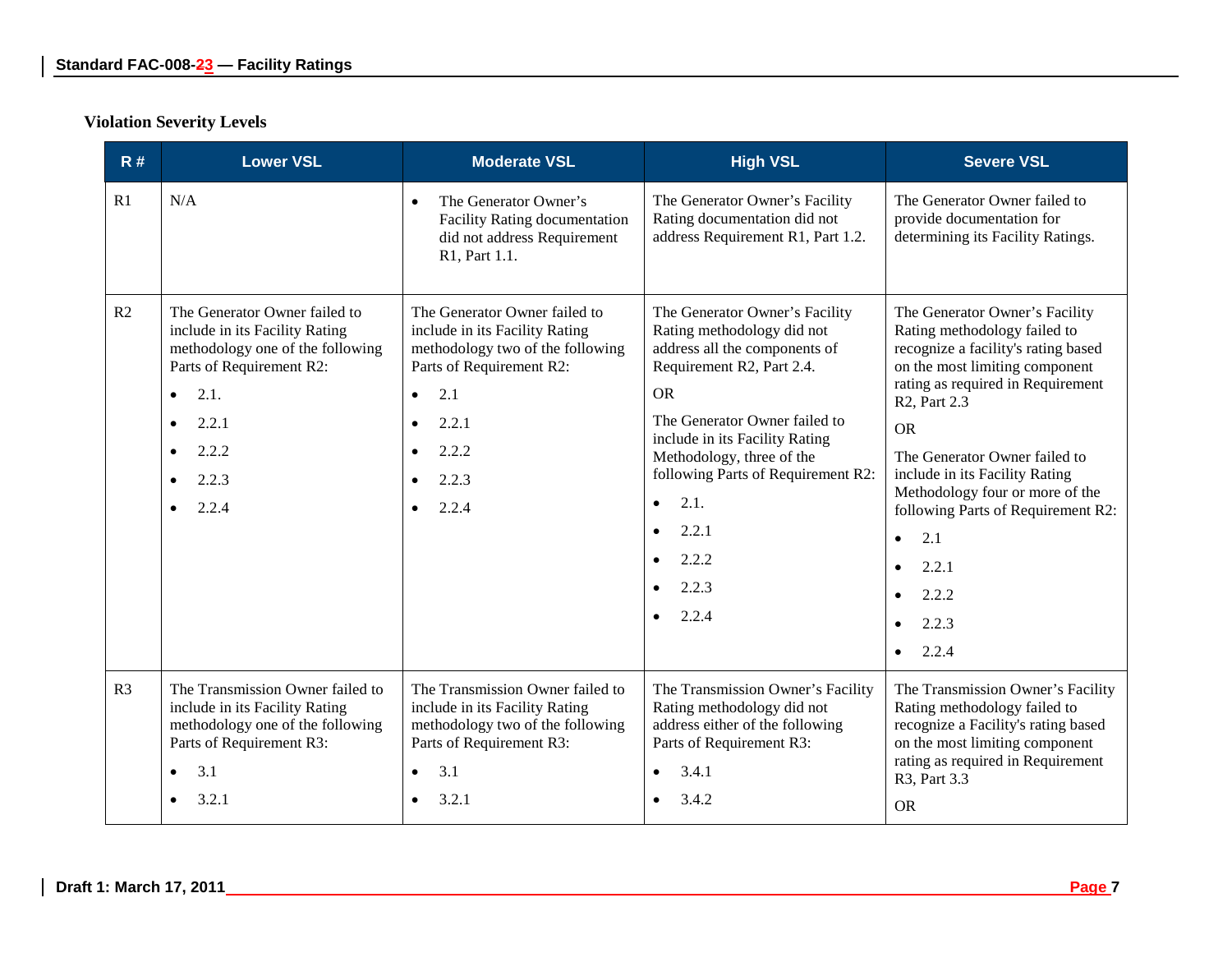## Violation Severity Levels

| R # | Lower VSL | Moderate VSL | High VSL | Severe VSL |
|---|---|---|---|---|
| R1 | N/A | • The Generator Owner's Facility Rating documentation did not address Requirement R1, Part 1.1. | The Generator Owner's Facility Rating documentation did not address Requirement R1, Part 1.2. | The Generator Owner failed to provide documentation for determining its Facility Ratings. |
| R2 | The Generator Owner failed to include in its Facility Rating methodology one of the following Parts of Requirement R2:<br>• 2.1.<br>• 2.2.1<br>• 2.2.2<br>• 2.2.3<br>• 2.2.4 | The Generator Owner failed to include in its Facility Rating methodology two of the following Parts of Requirement R2:<br>• 2.1<br>• 2.2.1<br>• 2.2.2<br>• 2.2.3<br>• 2.2.4 | The Generator Owner's Facility Rating methodology did not address all the components of Requirement R2, Part 2.4.<br>OR<br>The Generator Owner failed to include in its Facility Rating Methodology, three of the following Parts of Requirement R2:<br>• 2.1.<br>• 2.2.1<br>• 2.2.2<br>• 2.2.3<br>• 2.2.4 | The Generator Owner's Facility Rating methodology failed to recognize a facility's rating based on the most limiting component rating as required in Requirement R2, Part 2.3<br>OR<br>The Generator Owner failed to include in its Facility Rating Methodology four or more of the following Parts of Requirement R2:<br>• 2.1<br>• 2.2.1<br>• 2.2.2<br>• 2.2.3<br>• 2.2.4 |
| R3 | The Transmission Owner failed to include in its Facility Rating methodology one of the following Parts of Requirement R3:<br>• 3.1<br>• 3.2.1 | The Transmission Owner failed to include in its Facility Rating methodology two of the following Parts of Requirement R3:<br>• 3.1<br>• 3.2.1 | The Transmission Owner's Facility Rating methodology did not address either of the following Parts of Requirement R3:<br>• 3.4.1<br>• 3.4.2 | The Transmission Owner's Facility Rating methodology failed to recognize a Facility's rating based on the most limiting component rating as required in Requirement R3, Part 3.3<br>OR |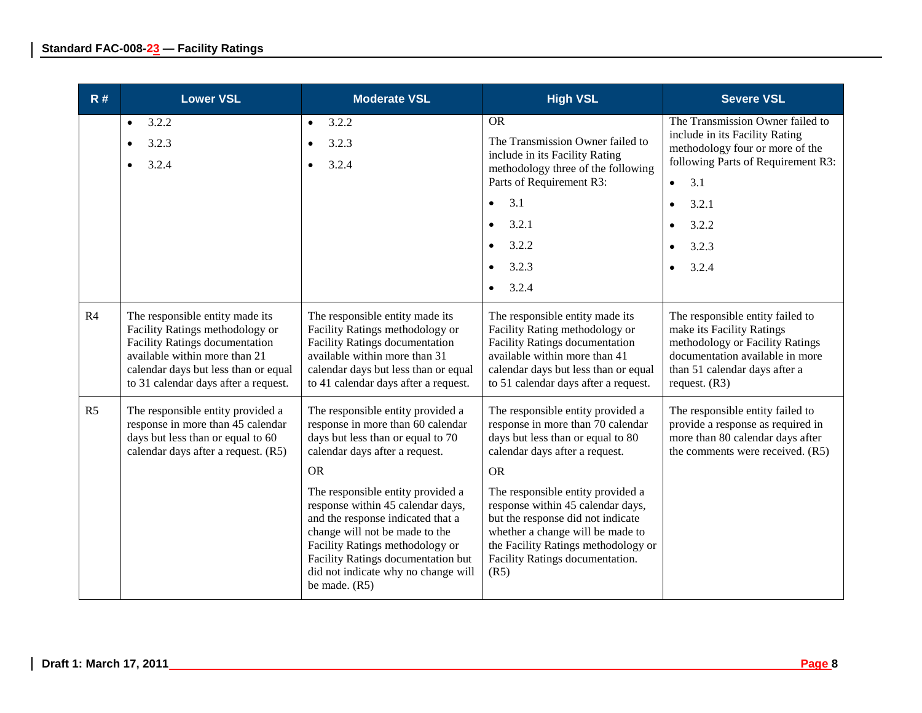| R # | Lower VSL | Moderate VSL | High VSL | Severe VSL |
|---|---|---|---|---|
| | • 3.2.2<br>• 3.2.3<br>• 3.2.4 | • 3.2.2<br>• 3.2.3<br>• 3.2.4 | OR<br>The Transmission Owner failed to include in its Facility Rating methodology three of the following Parts of Requirement R3:<br>• 3.1<br>• 3.2.1<br>• 3.2.2<br>• 3.2.3<br>• 3.2.4 | The Transmission Owner failed to include in its Facility Ratings methodology four or more of the following Parts of Requirement R3:<br>• 3.1<br>• 3.2.1<br>• 3.2.2<br>• 3.2.3<br>• 3.2.4 |
| R4 | The responsible entity made its Facility Ratings methodology or Facility Ratings documentation available within more than 21 calendar days but less than or equal to 31 calendar days after a request. | The responsible entity made its Facility Ratings methodology or Facility Ratings documentation available within more than 31 calendar days but less than or equal to 41 calendar days after a request. | The responsible entity made its Facility Rating methodology or Facility Ratings documentation available within more than 41 calendar days but less than or equal to 51 calendar days after a request. | The responsible entity failed to make its Facility Ratings methodology or Facility Ratings documentation available in more than 51 calendar days after a request. (R3) |
| R5 | The responsible entity provided a response in more than 45 calendar days but less than or equal to 60 calendar days after a request. (R5) | The responsible entity provided a response in more than 60 calendar days but less than or equal to 70 calendar days after a request.<br>OR<br>The responsible entity provided a response within 45 calendar days, and the response indicated that a change will not be made to the Facility Ratings methodology or Facility Ratings documentation but did not indicate why no change will be made. (R5) | The responsible entity provided a response in more than 70 calendar days but less than or equal to 80 calendar days after a request.<br>OR<br>The responsible entity provided a response within 45 calendar days, but the response did not indicate whether a change will be made to the Facility Ratings methodology or Facility Ratings documentation. (R5) | The responsible entity failed to provide a response as required in more than 80 calendar days after the comments were received. (R5) |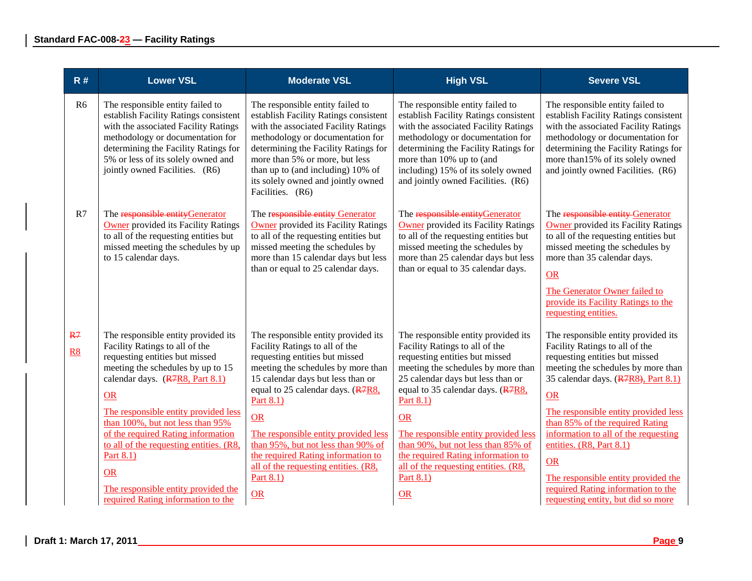| R # | Lower VSL | Moderate VSL | High VSL | Severe VSL |
|---|---|---|---|---|
| R6 | The responsible entity failed to establish Facility Ratings consistent with the associated Facility Ratings methodology or documentation for determining the Facility Ratings for 5% or less of its solely owned and jointly owned Facilities. (R6) | The responsible entity failed to establish Facility Ratings consistent with the associated Facility Ratings methodology or documentation for determining the Facility Ratings for more than 5% or more, but less than up to (and including) 10% of its solely owned and jointly owned Facilities. (R6) | The responsible entity failed to establish Facility Ratings consistent with the associated Facility Ratings methodology or documentation for determining the Facility Ratings for more than 10% up to (and including) 15% of its solely owned and jointly owned Facilities. (R6) | The responsible entity failed to establish Facility Ratings consistent with the associated Facility Ratings methodology or documentation for determining the Facility Ratings for more than15% of its solely owned and jointly owned Facilities. (R6) |
| R7 | The ~~responsible entity~~Generator Owner provided its Facility Ratings to all of the requesting entities but missed meeting the schedules by up to 15 calendar days. | The r~~esponsible entity~~ Generator Owner provided its Facility Ratings to all of the requesting entities but missed meeting the schedules by more than 15 calendar days but less than or equal to 25 calendar days. | The ~~responsible entity~~Generator Owner provided its Facility Ratings to all of the requesting entities but missed meeting the schedules by more than 25 calendar days but less than or equal to 35 calendar days. | The ~~responsible entity~~ Generator Owner provided its Facility Ratings to all of the requesting entities but missed meeting the schedules by more than 35 calendar days.<br><br>OR<br><br>The Generator Owner failed to provide its Facility Ratings to the requesting entities. |
| ~~R7~~<br>R8 | The responsible entity provided its Facility Ratings to all of the requesting entities but missed meeting the schedules by up to 15 calendar days. (~~R7~~R8, Part 8.1)<br><br>OR<br><br>The responsible entity provided less than 100%, but not less than 95% of the required Rating information to all of the requesting entities. (R8, Part 8.1)<br><br>OR<br><br>The responsible entity provided the required Rating information to the | The responsible entity provided its Facility Ratings to all of the requesting entities but missed meeting the schedules by more than 15 calendar days but less than or equal to 25 calendar days. (~~R7~~R8, Part 8.1)<br><br>OR<br><br>The responsible entity provided less than 95%, but not less than 90% of the required Rating information to all of the requesting entities. (R8, Part 8.1)<br><br>OR | The responsible entity provided its Facility Ratings to all of the requesting entities but missed meeting the schedules by more than 25 calendar days but less than or equal to 35 calendar days. (~~R7~~R8, Part 8.1)<br><br>OR<br><br>The responsible entity provided less than 90%, but not less than 85% of the required Rating information to all of the requesting entities. (R8, Part 8.1)<br><br>OR | The responsible entity provided its Facility Ratings to all of the requesting entities but missed meeting the schedules by more than 35 calendar days. (~~R7~~R8~~)~~, Part 8.1)<br><br>OR<br><br>The responsible entity provided less than 85% of the required Rating information to all of the requesting entities. (R8, Part 8.1)<br><br>OR<br><br>The responsible entity provided the required Rating information to the requesting entity, but did so more |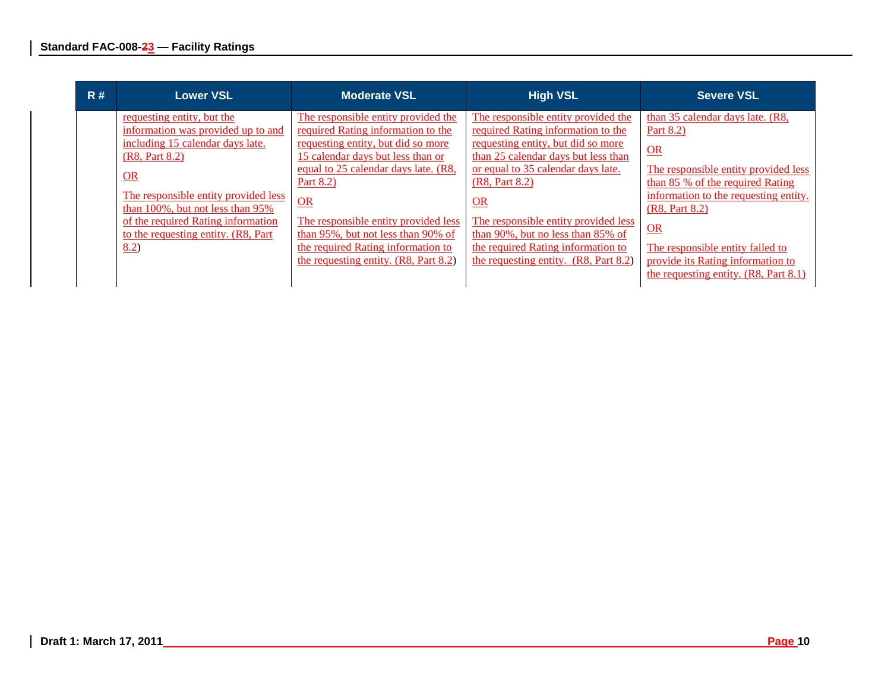| R # | Lower VSL | Moderate VSL | High VSL | Severe VSL |
| --- | --- | --- | --- | --- |
| | requesting entity, but the information was provided up to and including 15 calendar days late. (R8, Part 8.2)<br><br>OR<br><br>The responsible entity provided less than 100%, but not less than 95% of the required Rating information to the requesting entity. (R8, Part 8.2) | The responsible entity provided the required Rating information to the requesting entity, but did so more 15 calendar days but less than or equal to 25 calendar days late. (R8, Part 8.2)<br><br>OR<br><br>The responsible entity provided less than 95%, but not less than 90% of the required Rating information to the requesting entity. (R8, Part 8.2) | The responsible entity provided the required Rating information to the requesting entity, but did so more than 25 calendar days but less than or equal to 35 calendar days late. (R8, Part 8.2)<br><br>OR<br><br>The responsible entity provided less than 90%, but no less than 85% of the required Rating information to the requesting entity. (R8, Part 8.2) | than 35 calendar days late. (R8, Part 8.2)<br><br>OR<br><br>The responsible entity provided less than 85 % of the required Rating information to the requesting entity. (R8, Part 8.2)<br><br>OR<br><br>The responsible entity failed to provide its Rating information to the requesting entity. (R8, Part 8.1) |